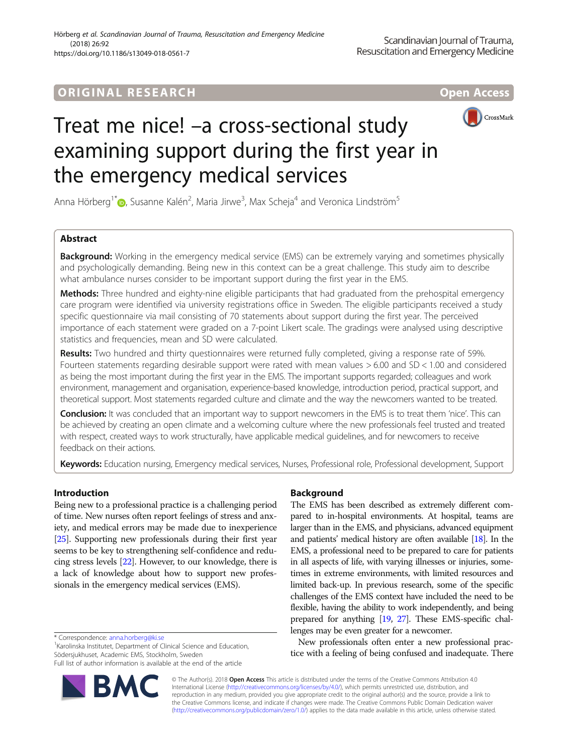ORIGINAL RESEARCH

Open Access

# Treat me nice! –a cross-sectional study examining support during the first year in the emergency medical services

Anna Hörberg[1*], Susanne Kalén[2], Maria Jirwe[3], Max Scheja[4] and Veronica Lindström[5]

## Abstract

**Background:** Working in the emergency medical service (EMS) can be extremely varying and sometimes physically and psychologically demanding. Being new in this context can be a great challenge. This study aim to describe what ambulance nurses consider to be important support during the first year in the EMS.

**Methods:** Three hundred and eighty-nine eligible participants that had graduated from the prehospital emergency care program were identified via university registrations office in Sweden. The eligible participants received a study specific questionnaire via mail consisting of 70 statements about support during the first year. The perceived importance of each statement were graded on a 7-point Likert scale. The gradings were analysed using descriptive statistics and frequencies, mean and SD were calculated.

**Results:** Two hundred and thirty questionnaires were returned fully completed, giving a response rate of 59%. Fourteen statements regarding desirable support were rated with mean values > 6.00 and SD < 1.00 and considered as being the most important during the first year in the EMS. The important supports regarded; colleagues and work environment, management and organisation, experience-based knowledge, introduction period, practical support, and theoretical support. Most statements regarded culture and climate and the way the newcomers wanted to be treated.

**Conclusion:** It was concluded that an important way to support newcomers in the EMS is to treat them 'nice'. This can be achieved by creating an open climate and a welcoming culture where the new professionals feel trusted and treated with respect, created ways to work structurally, have applicable medical guidelines, and for newcomers to receive feedback on their actions.

**Keywords:** Education nursing, Emergency medical services, Nurses, Professional role, Professional development, Support

## Introduction

Being new to a professional practice is a challenging period of time. New nurses often report feelings of stress and anxiety, and medical errors may be made due to inexperience [25]. Supporting new professionals during their first year seems to be key to strengthening self-confidence and reducing stress levels [22]. However, to our knowledge, there is a lack of knowledge about how to support new professionals in the emergency medical services (EMS).

## Background

The EMS has been described as extremely different compared to in-hospital environments. At hospital, teams are larger than in the EMS, and physicians, advanced equipment and patients' medical history are often available [18]. In the EMS, a professional need to be prepared to care for patients in all aspects of life, with varying illnesses or injuries, sometimes in extreme environments, with limited resources and limited back-up. In previous research, some of the specific challenges of the EMS context have included the need to be flexible, having the ability to work independently, and being prepared for anything [19, 27]. These EMS-specific challenges may be even greater for a newcomer.

New professionals often enter a new professional practice with a feeling of being confused and inadequate. There

\* Correspondence: anna.horberg@ki.se
[1]Karolinska Institutet, Department of Clinical Science and Education, Södersjukhuset, Academic EMS, Stockholm, Sweden
Full list of author information is available at the end of the article

© The Author(s). 2018 **Open Access** This article is distributed under the terms of the Creative Commons Attribution 4.0 International License (http://creativecommons.org/licenses/by/4.0/), which permits unrestricted use, distribution, and reproduction in any medium, provided you give appropriate credit to the original author(s) and the source, provide a link to the Creative Commons license, and indicate if changes were made. The Creative Commons Public Domain Dedication waiver (http://creativecommons.org/publicdomain/zero/1.0/) applies to the data made available in this article, unless otherwise stated.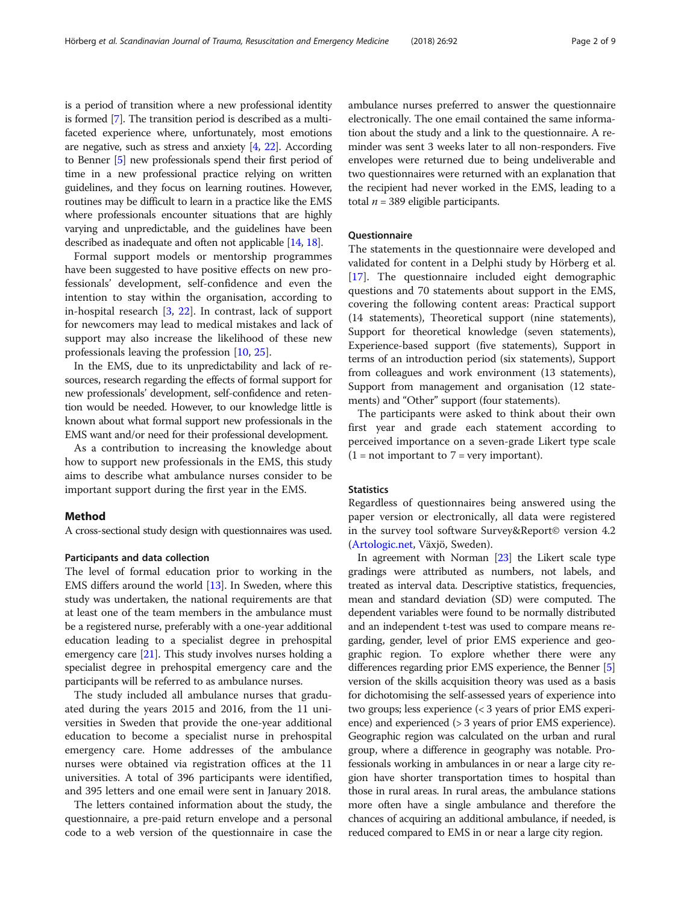is a period of transition where a new professional identity is formed [7]. The transition period is described as a multifaceted experience where, unfortunately, most emotions are negative, such as stress and anxiety [4, 22]. According to Benner [5] new professionals spend their first period of time in a new professional practice relying on written guidelines, and they focus on learning routines. However, routines may be difficult to learn in a practice like the EMS where professionals encounter situations that are highly varying and unpredictable, and the guidelines have been described as inadequate and often not applicable [14, 18].

Formal support models or mentorship programmes have been suggested to have positive effects on new professionals' development, self-confidence and even the intention to stay within the organisation, according to in-hospital research [3, 22]. In contrast, lack of support for newcomers may lead to medical mistakes and lack of support may also increase the likelihood of these new professionals leaving the profession [10, 25].

In the EMS, due to its unpredictability and lack of resources, research regarding the effects of formal support for new professionals' development, self-confidence and retention would be needed. However, to our knowledge little is known about what formal support new professionals in the EMS want and/or need for their professional development.

As a contribution to increasing the knowledge about how to support new professionals in the EMS, this study aims to describe what ambulance nurses consider to be important support during the first year in the EMS.

## Method

A cross-sectional study design with questionnaires was used.

### Participants and data collection

The level of formal education prior to working in the EMS differs around the world [13]. In Sweden, where this study was undertaken, the national requirements are that at least one of the team members in the ambulance must be a registered nurse, preferably with a one-year additional education leading to a specialist degree in prehospital emergency care [21]. This study involves nurses holding a specialist degree in prehospital emergency care and the participants will be referred to as ambulance nurses.

The study included all ambulance nurses that graduated during the years 2015 and 2016, from the 11 universities in Sweden that provide the one-year additional education to become a specialist nurse in prehospital emergency care. Home addresses of the ambulance nurses were obtained via registration offices at the 11 universities. A total of 396 participants were identified, and 395 letters and one email were sent in January 2018.

The letters contained information about the study, the questionnaire, a pre-paid return envelope and a personal code to a web version of the questionnaire in case the ambulance nurses preferred to answer the questionnaire electronically. The one email contained the same information about the study and a link to the questionnaire. A reminder was sent 3 weeks later to all non-responders. Five envelopes were returned due to being undeliverable and two questionnaires were returned with an explanation that the recipient had never worked in the EMS, leading to a total $n = 389$ eligible participants.

### Questionnaire

The statements in the questionnaire were developed and validated for content in a Delphi study by Hörberg et al. [17]. The questionnaire included eight demographic questions and 70 statements about support in the EMS, covering the following content areas: Practical support (14 statements), Theoretical support (nine statements), Support for theoretical knowledge (seven statements), Experience-based support (five statements), Support in terms of an introduction period (six statements), Support from colleagues and work environment (13 statements), Support from management and organisation (12 statements) and "Other" support (four statements).

The participants were asked to think about their own first year and grade each statement according to perceived importance on a seven-grade Likert type scale (1 = not important to 7 = very important).

### Statistics

Regardless of questionnaires being answered using the paper version or electronically, all data were registered in the survey tool software Survey&Report© version 4.2 (Artologic.net, Växjö, Sweden).

In agreement with Norman [23] the Likert scale type gradings were attributed as numbers, not labels, and treated as interval data. Descriptive statistics, frequencies, mean and standard deviation (SD) were computed. The dependent variables were found to be normally distributed and an independent t-test was used to compare means regarding, gender, level of prior EMS experience and geographic region. To explore whether there were any differences regarding prior EMS experience, the Benner [5] version of the skills acquisition theory was used as a basis for dichotomising the self-assessed years of experience into two groups; less experience (< 3 years of prior EMS experience) and experienced (> 3 years of prior EMS experience). Geographic region was calculated on the urban and rural group, where a difference in geography was notable. Professionals working in ambulances in or near a large city region have shorter transportation times to hospital than those in rural areas. In rural areas, the ambulance stations more often have a single ambulance and therefore the chances of acquiring an additional ambulance, if needed, is reduced compared to EMS in or near a large city region.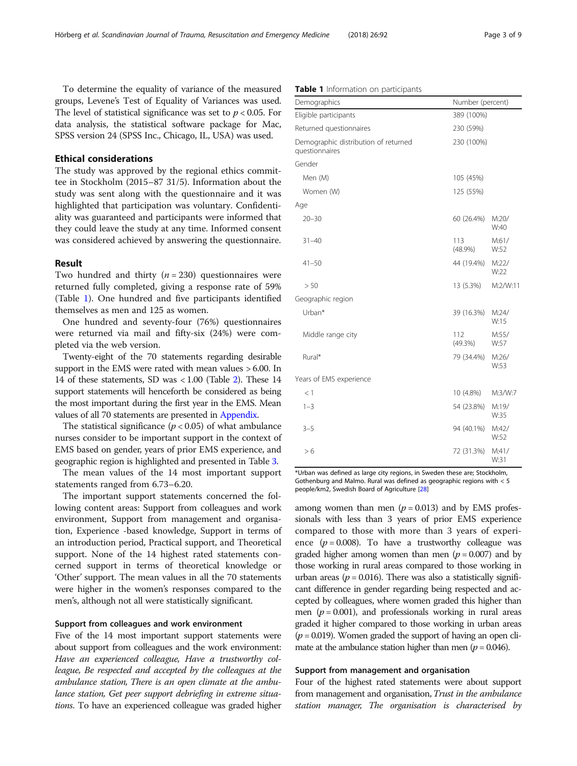To determine the equality of variance of the measured groups, Levene's Test of Equality of Variances was used. The level of statistical significance was set to $p < 0.05$. For data analysis, the statistical software package for Mac, SPSS version 24 (SPSS Inc., Chicago, IL, USA) was used.

## Ethical considerations

The study was approved by the regional ethics committee in Stockholm (2015–87 31/5). Information about the study was sent along with the questionnaire and it was highlighted that participation was voluntary. Confidentiality was guaranteed and participants were informed that they could leave the study at any time. Informed consent was considered achieved by answering the questionnaire.

## Result

Two hundred and thirty ($n = 230$) questionnaires were returned fully completed, giving a response rate of 59% (Table 1). One hundred and five participants identified themselves as men and 125 as women.

One hundred and seventy-four (76%) questionnaires were returned via mail and fifty-six (24%) were completed via the web version.

Twenty-eight of the 70 statements regarding desirable support in the EMS were rated with mean values > 6.00. In 14 of these statements, SD was < 1.00 (Table 2). These 14 support statements will henceforth be considered as being the most important during the first year in the EMS. Mean values of all 70 statements are presented in Appendix.

The statistical significance ($p < 0.05$) of what ambulance nurses consider to be important support in the context of EMS based on gender, years of prior EMS experience, and geographic region is highlighted and presented in Table 3.

The mean values of the 14 most important support statements ranged from 6.73–6.20.

The important support statements concerned the following content areas: Support from colleagues and work environment, Support from management and organisation, Experience -based knowledge, Support in terms of an introduction period, Practical support, and Theoretical support. None of the 14 highest rated statements concerned support in terms of theoretical knowledge or 'Other' support. The mean values in all the 70 statements were higher in the women's responses compared to the men's, although not all were statistically significant.

**Table 1** Information on participants

| Demographics | Number (percent) | |
|---|---|---|
| Eligible participants | 389 (100%) | |
| Returned questionnaires | 230 (59%) | |
| Demographic distribution of returned questionnaires | 230 (100%) | |
| Gender | | |
| Men (M) | 105 (45%) | |
| Women (W) | 125 (55%) | |
| Age | | |
| 20–30 | 60 (26.4%) | M:20/W:40 |
| 31–40 | 113 (48.9%) | M:61/W:52 |
| 41–50 | 44 (19.4%) | M:22/W:22 |
| > 50 | 13 (5.3%) | M:2/W:11 |
| Geographic region | | |
| Urban* | 39 (16.3%) | M:24/W:15 |
| Middle range city | 112 (49.3%) | M:55/W:57 |
| Rural* | 79 (34.4%) | M:26/W:53 |
| Years of EMS experience | | |
| < 1 | 10 (4.8%) | M:3/W:7 |
| 1–3 | 54 (23.8%) | M:19/W:35 |
| 3–5 | 94 (40.1%) | M:42/W:52 |
| > 6 | 72 (31.3%) | M:41/W:31 |

*Urban was defined as large city regions, in Sweden these are; Stockholm, Gothenburg and Malmo. Rural was defined as geographic regions with < 5 people/km2, Swedish Board of Agriculture [28]

### Support from colleagues and work environment

Five of the 14 most important support statements were about support from colleagues and the work environment: *Have an experienced colleague, Have a trustworthy colleague, Be respected and accepted by the colleagues at the ambulance station, There is an open climate at the ambulance station, Get peer support debriefing in extreme situations*. To have an experienced colleague was graded higher among women than men ($p = 0.013$) and by EMS professionals with less than 3 years of prior EMS experience compared to those with more than 3 years of experience ($p = 0.008$). To have a trustworthy colleague was graded higher among women than men ($p = 0.007$) and by those working in rural areas compared to those working in urban areas ($p = 0.016$). There was also a statistically significant difference in gender regarding being respected and accepted by colleagues, where women graded this higher than men ($p = 0.001$), and professionals working in rural areas graded it higher compared to those working in urban areas ($p = 0.019$). Women graded the support of having an open climate at the ambulance station higher than men ($p = 0.046$).

### Support from management and organisation

Four of the highest rated statements were about support from management and organisation, *Trust in the ambulance station manager, The organisation is characterised by*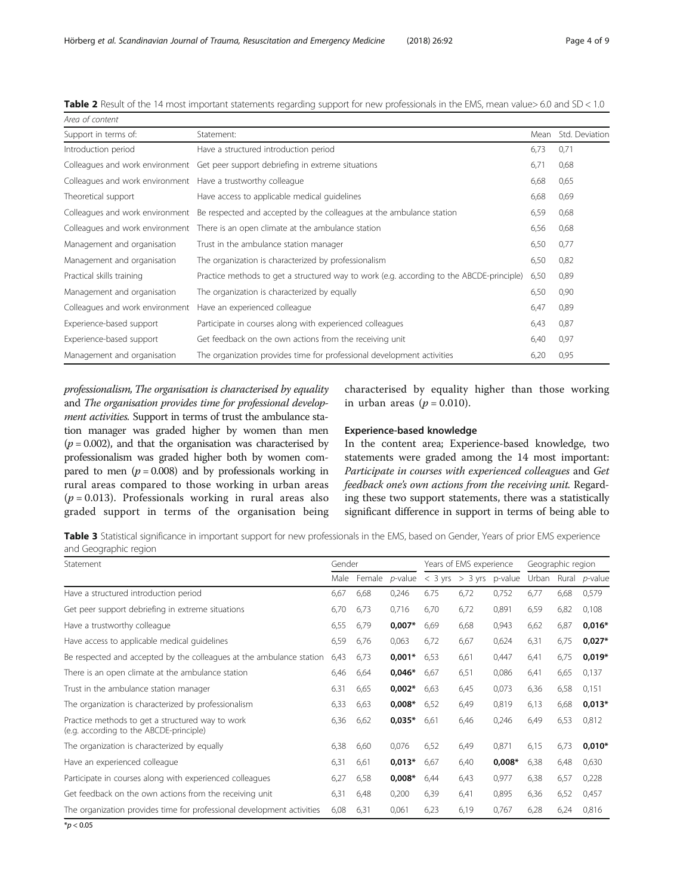**Table 2** Result of the 14 most important statements regarding support for new professionals in the EMS, mean value> 6.0 and SD < 1.0

| *Area of content* | | | |
|---|---|---|---|
| Support in terms of: | Statement: | Mean | Std. Deviation |
| Introduction period | Have a structured introduction period | 6,73 | 0,71 |
| Colleagues and work environment | Get peer support debriefing in extreme situations | 6,71 | 0,68 |
| Colleagues and work environment | Have a trustworthy colleague | 6,68 | 0,65 |
| Theoretical support | Have access to applicable medical guidelines | 6,68 | 0,69 |
| Colleagues and work environment | Be respected and accepted by the colleagues at the ambulance station | 6,59 | 0,68 |
| Colleagues and work environment | There is an open climate at the ambulance station | 6,56 | 0,68 |
| Management and organisation | Trust in the ambulance station manager | 6,50 | 0,77 |
| Management and organisation | The organization is characterized by professionalism | 6,50 | 0,82 |
| Practical skills training | Practice methods to get a structured way to work (e.g. according to the ABCDE-principle) | 6,50 | 0,89 |
| Management and organisation | The organization is characterized by equally | 6,50 | 0,90 |
| Colleagues and work environment | Have an experienced colleague | 6,47 | 0,89 |
| Experience-based support | Participate in courses along with experienced colleagues | 6,43 | 0,87 |
| Experience-based support | Get feedback on the own actions from the receiving unit | 6,40 | 0,97 |
| Management and organisation | The organization provides time for professional development activities | 6,20 | 0,95 |

*professionalism, The organisation is characterised by equality* and *The organisation provides time for professional development activities.* Support in terms of trust the ambulance station manager was graded higher by women than men ($p = 0.002$), and that the organisation was characterised by professionalism was graded higher both by women compared to men ($p = 0.008$) and by professionals working in rural areas compared to those working in urban areas ($p = 0.013$). Professionals working in rural areas also graded support in terms of the organisation being characterised by equality higher than those working in urban areas ($p = 0.010$).

### Experience-based knowledge

In the content area; Experience-based knowledge, two statements were graded among the 14 most important: *Participate in courses with experienced colleagues* and *Get feedback one's own actions from the receiving unit.* Regarding these two support statements, there was a statistically significant difference in support in terms of being able to

**Table 3** Statistical significance in important support for new professionals in the EMS, based on Gender, Years of prior EMS experience and Geographic region

| Statement | Gender | | | Years of EMS experience | | | Geographic region | | |
|---|---|---|---|---|---|---|---|---|---|
| | Male | Female | *p*-value | < 3 yrs | > 3 yrs | p-value | Urban | Rural | *p*-value |
| Have a structured introduction period | 6,67 | 6,68 | 0,246 | 6.75 | 6,72 | 0,752 | 6,77 | 6,68 | 0,579 |
| Get peer support debriefing in extreme situations | 6,70 | 6,73 | 0,716 | 6,70 | 6,72 | 0,891 | 6,59 | 6,82 | 0,108 |
| Have a trustworthy colleague | 6,55 | 6,79 | **0,007*** | 6,69 | 6,68 | 0,943 | 6,62 | 6,87 | **0,016*** |
| Have access to applicable medical guidelines | 6,59 | 6,76 | 0,063 | 6,72 | 6,67 | 0,624 | 6,31 | 6,75 | **0,027*** |
| Be respected and accepted by the colleagues at the ambulance station | 6,43 | 6,73 | **0,001*** | 6,53 | 6,61 | 0,447 | 6,41 | 6,75 | **0,019*** |
| There is an open climate at the ambulance station | 6,46 | 6,64 | **0,046*** | 6,67 | 6,51 | 0,086 | 6,41 | 6,65 | 0,137 |
| Trust in the ambulance station manager | 6.31 | 6,65 | **0,002*** | 6,63 | 6,45 | 0,073 | 6,36 | 6,58 | 0,151 |
| The organization is characterized by professionalism | 6,33 | 6,63 | **0,008*** | 6,52 | 6,49 | 0,819 | 6,13 | 6,68 | **0,013*** |
| Practice methods to get a structured way to work (e.g. according to the ABCDE-principle) | 6,36 | 6,62 | **0,035*** | 6,61 | 6,46 | 0,246 | 6,49 | 6,53 | 0,812 |
| The organization is characterized by equally | 6,38 | 6,60 | 0,076 | 6,52 | 6,49 | 0,871 | 6,15 | 6,73 | **0,010*** |
| Have an experienced colleague | 6,31 | 6,61 | **0,013*** | 6,67 | 6,40 | **0,008*** | 6,38 | 6,48 | 0,630 |
| Participate in courses along with experienced colleagues | 6,27 | 6,58 | **0,008*** | 6,44 | 6,43 | 0,977 | 6,38 | 6,57 | 0,228 |
| Get feedback on the own actions from the receiving unit | 6,31 | 6,48 | 0,200 | 6,39 | 6,41 | 0,895 | 6,36 | 6,52 | 0,457 |
| The organization provides time for professional development activities | 6,08 | 6,31 | 0,061 | 6,23 | 6,19 | 0,767 | 6,28 | 6,24 | 0,816 |

*$p < 0.05$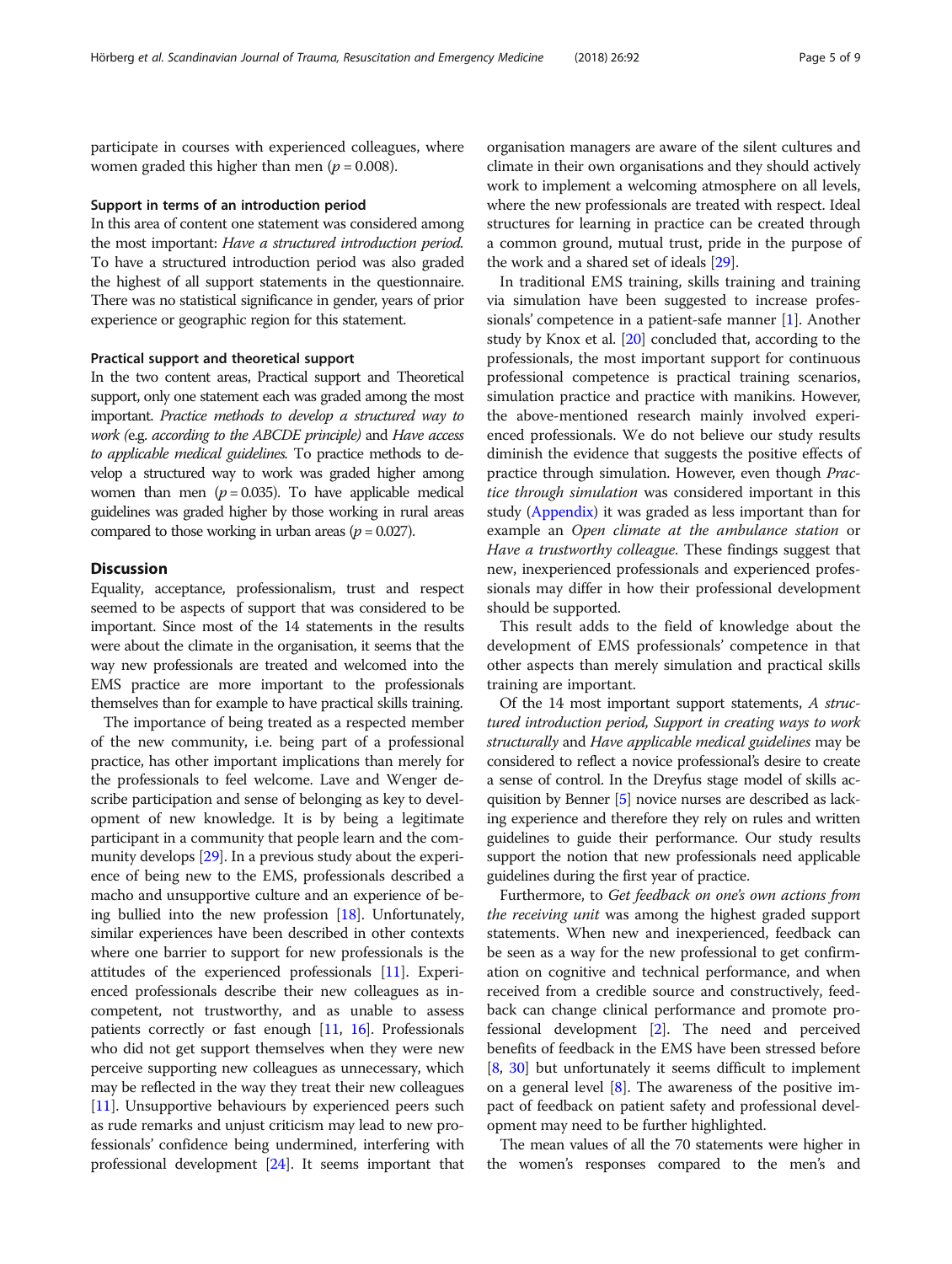participate in courses with experienced colleagues, where women graded this higher than men ($p = 0.008$).

#### Support in terms of an introduction period

In this area of content one statement was considered among the most important: *Have a structured introduction period.* To have a structured introduction period was also graded the highest of all support statements in the questionnaire. There was no statistical significance in gender, years of prior experience or geographic region for this statement.

#### Practical support and theoretical support

In the two content areas, Practical support and Theoretical support, only one statement each was graded among the most important. *Practice methods to develop a structured way to work (*e.g. *according to the ABCDE principle)* and *Have access to applicable medical guidelines.* To practice methods to develop a structured way to work was graded higher among women than men ($p = 0.035$). To have applicable medical guidelines was graded higher by those working in rural areas compared to those working in urban areas ($p = 0.027$).

## Discussion

Equality, acceptance, professionalism, trust and respect seemed to be aspects of support that was considered to be important. Since most of the 14 statements in the results were about the climate in the organisation, it seems that the way new professionals are treated and welcomed into the EMS practice are more important to the professionals themselves than for example to have practical skills training.

The importance of being treated as a respected member of the new community, i.e. being part of a professional practice, has other important implications than merely for the professionals to feel welcome. Lave and Wenger describe participation and sense of belonging as key to development of new knowledge. It is by being a legitimate participant in a community that people learn and the community develops [29]. In a previous study about the experience of being new to the EMS, professionals described a macho and unsupportive culture and an experience of being bullied into the new profession [18]. Unfortunately, similar experiences have been described in other contexts where one barrier to support for new professionals is the attitudes of the experienced professionals [11]. Experienced professionals describe their new colleagues as incompetent, not trustworthy, and as unable to assess patients correctly or fast enough [11, 16]. Professionals who did not get support themselves when they were new perceive supporting new colleagues as unnecessary, which may be reflected in the way they treat their new colleagues [11]. Unsupportive behaviours by experienced peers such as rude remarks and unjust criticism may lead to new professionals' confidence being undermined, interfering with professional development [24]. It seems important that organisation managers are aware of the silent cultures and climate in their own organisations and they should actively work to implement a welcoming atmosphere on all levels, where the new professionals are treated with respect. Ideal structures for learning in practice can be created through a common ground, mutual trust, pride in the purpose of the work and a shared set of ideals [29].

In traditional EMS training, skills training and training via simulation have been suggested to increase professionals' competence in a patient-safe manner [1]. Another study by Knox et al. [20] concluded that, according to the professionals, the most important support for continuous professional competence is practical training scenarios, simulation practice and practice with manikins. However, the above-mentioned research mainly involved experienced professionals. We do not believe our study results diminish the evidence that suggests the positive effects of practice through simulation. However, even though *Practice through simulation* was considered important in this study (Appendix) it was graded as less important than for example an *Open climate at the ambulance station* or *Have a trustworthy colleague*. These findings suggest that new, inexperienced professionals and experienced professionals may differ in how their professional development should be supported.

This result adds to the field of knowledge about the development of EMS professionals' competence in that other aspects than merely simulation and practical skills training are important.

Of the 14 most important support statements, *A structured introduction period, Support in creating ways to work structurally* and *Have applicable medical guidelines* may be considered to reflect a novice professional's desire to create a sense of control. In the Dreyfus stage model of skills acquisition by Benner [5] novice nurses are described as lacking experience and therefore they rely on rules and written guidelines to guide their performance. Our study results support the notion that new professionals need applicable guidelines during the first year of practice.

Furthermore, to *Get feedback on one's own actions from the receiving unit* was among the highest graded support statements. When new and inexperienced, feedback can be seen as a way for the new professional to get confirmation on cognitive and technical performance, and when received from a credible source and constructively, feedback can change clinical performance and promote professional development [2]. The need and perceived benefits of feedback in the EMS have been stressed before [8, 30] but unfortunately it seems difficult to implement on a general level [8]. The awareness of the positive impact of feedback on patient safety and professional development may need to be further highlighted.

The mean values of all the 70 statements were higher in the women's responses compared to the men's and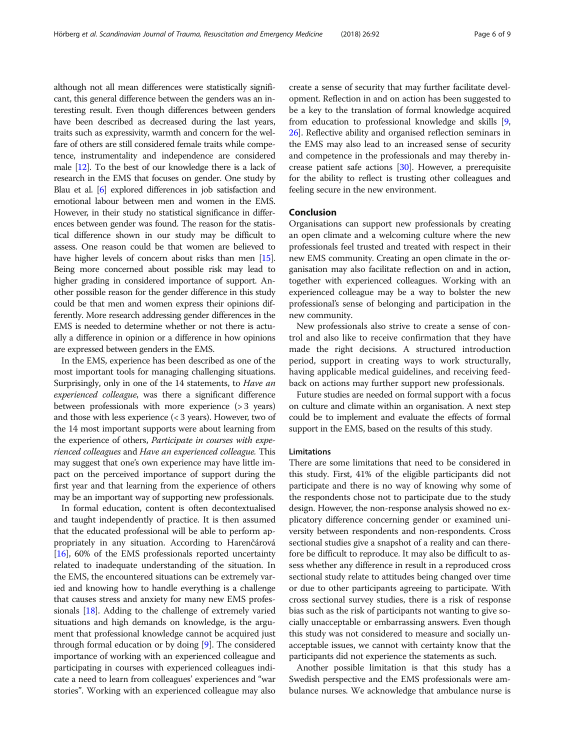although not all mean differences were statistically significant, this general difference between the genders was an interesting result. Even though differences between genders have been described as decreased during the last years, traits such as expressivity, warmth and concern for the welfare of others are still considered female traits while competence, instrumentality and independence are considered male [12]. To the best of our knowledge there is a lack of research in the EMS that focuses on gender. One study by Blau et al. [6] explored differences in job satisfaction and emotional labour between men and women in the EMS. However, in their study no statistical significance in differences between gender was found. The reason for the statistical difference shown in our study may be difficult to assess. One reason could be that women are believed to have higher levels of concern about risks than men [15]. Being more concerned about possible risk may lead to higher grading in considered importance of support. Another possible reason for the gender difference in this study could be that men and women express their opinions differently. More research addressing gender differences in the EMS is needed to determine whether or not there is actually a difference in opinion or a difference in how opinions are expressed between genders in the EMS.

In the EMS, experience has been described as one of the most important tools for managing challenging situations. Surprisingly, only in one of the 14 statements, to *Have an experienced colleague*, was there a significant difference between professionals with more experience (> 3 years) and those with less experience (< 3 years). However, two of the 14 most important supports were about learning from the experience of others, *Participate in courses with experienced colleagues* and *Have an experienced colleague*. This may suggest that one's own experience may have little impact on the perceived importance of support during the first year and that learning from the experience of others may be an important way of supporting new professionals.

In formal education, content is often decontextualised and taught independently of practice. It is then assumed that the educated professional will be able to perform appropriately in any situation. According to Harenčárová [16], 60% of the EMS professionals reported uncertainty related to inadequate understanding of the situation. In the EMS, the encountered situations can be extremely varied and knowing how to handle everything is a challenge that causes stress and anxiety for many new EMS professionals [18]. Adding to the challenge of extremely varied situations and high demands on knowledge, is the argument that professional knowledge cannot be acquired just through formal education or by doing [9]. The considered importance of working with an experienced colleague and participating in courses with experienced colleagues indicate a need to learn from colleagues' experiences and "war stories". Working with an experienced colleague may also create a sense of security that may further facilitate development. Reflection in and on action has been suggested to be a key to the translation of formal knowledge acquired from education to professional knowledge and skills [9, 26]. Reflective ability and organised reflection seminars in the EMS may also lead to an increased sense of security and competence in the professionals and may thereby increase patient safe actions [30]. However, a prerequisite for the ability to reflect is trusting other colleagues and feeling secure in the new environment.

## Conclusion

Organisations can support new professionals by creating an open climate and a welcoming culture where the new professionals feel trusted and treated with respect in their new EMS community. Creating an open climate in the organisation may also facilitate reflection on and in action, together with experienced colleagues. Working with an experienced colleague may be a way to bolster the new professional's sense of belonging and participation in the new community.

New professionals also strive to create a sense of control and also like to receive confirmation that they have made the right decisions. A structured introduction period, support in creating ways to work structurally, having applicable medical guidelines, and receiving feedback on actions may further support new professionals.

Future studies are needed on formal support with a focus on culture and climate within an organisation. A next step could be to implement and evaluate the effects of formal support in the EMS, based on the results of this study.

### Limitations

There are some limitations that need to be considered in this study. First, 41% of the eligible participants did not participate and there is no way of knowing why some of the respondents chose not to participate due to the study design. However, the non-response analysis showed no explicatory difference concerning gender or examined university between respondents and non-respondents. Cross sectional studies give a snapshot of a reality and can therefore be difficult to reproduce. It may also be difficult to assess whether any difference in result in a reproduced cross sectional study relate to attitudes being changed over time or due to other participants agreeing to participate. With cross sectional survey studies, there is a risk of response bias such as the risk of participants not wanting to give socially unacceptable or embarrassing answers. Even though this study was not considered to measure and socially unacceptable issues, we cannot with certainty know that the participants did not experience the statements as such.

Another possible limitation is that this study has a Swedish perspective and the EMS professionals were ambulance nurses. We acknowledge that ambulance nurse is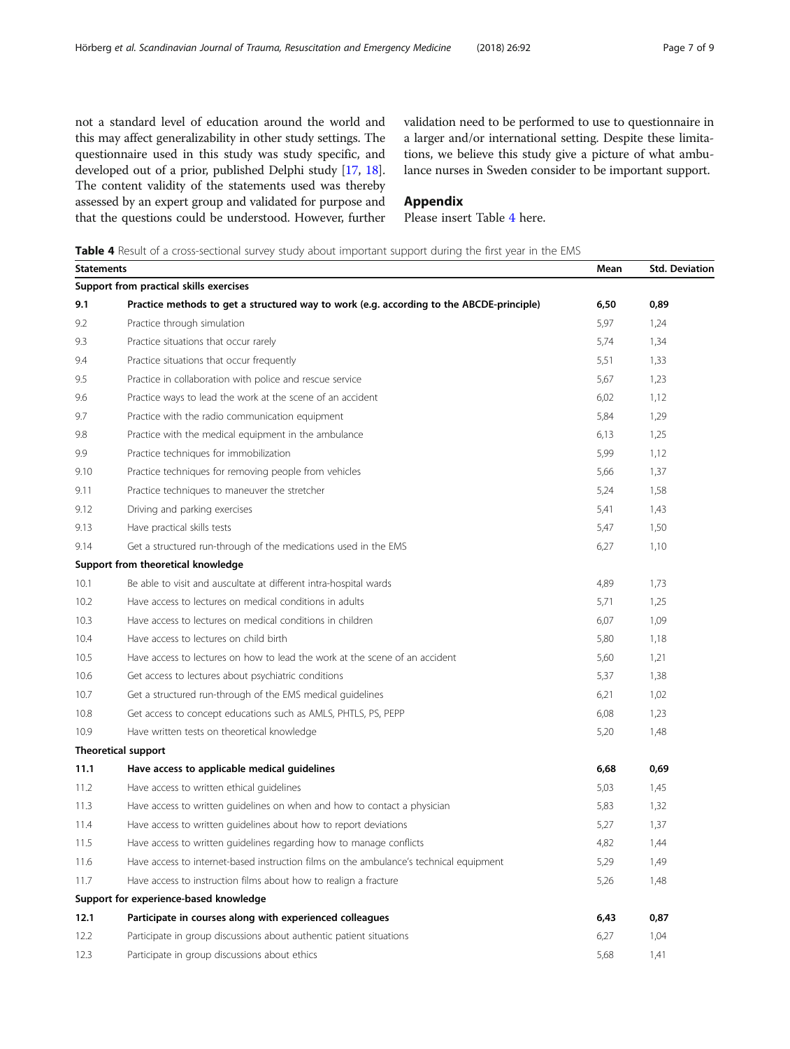not a standard level of education around the world and this may affect generalizability in other study settings. The questionnaire used in this study was study specific, and developed out of a prior, published Delphi study [17, 18]. The content validity of the statements used was thereby assessed by an expert group and validated for purpose and that the questions could be understood. However, further validation need to be performed to use to questionnaire in a larger and/or international setting. Despite these limitations, we believe this study give a picture of what ambulance nurses in Sweden consider to be important support.

## Appendix

Please insert Table 4 here.

**Table 4** Result of a cross-sectional survey study about important support during the first year in the EMS

| Statements | | Mean | Std. Deviation |
|---|---|---|---|
| **Support from practical skills exercises** | | | |
| **9.1** | **Practice methods to get a structured way to work (e.g. according to the ABCDE-principle)** | **6,50** | **0,89** |
| 9.2 | Practice through simulation | 5,97 | 1,24 |
| 9.3 | Practice situations that occur rarely | 5,74 | 1,34 |
| 9.4 | Practice situations that occur frequently | 5,51 | 1,33 |
| 9.5 | Practice in collaboration with police and rescue service | 5,67 | 1,23 |
| 9.6 | Practice ways to lead the work at the scene of an accident | 6,02 | 1,12 |
| 9.7 | Practice with the radio communication equipment | 5,84 | 1,29 |
| 9.8 | Practice with the medical equipment in the ambulance | 6,13 | 1,25 |
| 9.9 | Practice techniques for immobilization | 5,99 | 1,12 |
| 9.10 | Practice techniques for removing people from vehicles | 5,66 | 1,37 |
| 9.11 | Practice techniques to maneuver the stretcher | 5,24 | 1,58 |
| 9.12 | Driving and parking exercises | 5,41 | 1,43 |
| 9.13 | Have practical skills tests | 5,47 | 1,50 |
| 9.14 | Get a structured run-through of the medications used in the EMS | 6,27 | 1,10 |
| **Support from theoretical knowledge** | | | |
| 10.1 | Be able to visit and auscultate at different intra-hospital wards | 4,89 | 1,73 |
| 10.2 | Have access to lectures on medical conditions in adults | 5,71 | 1,25 |
| 10.3 | Have access to lectures on medical conditions in children | 6,07 | 1,09 |
| 10.4 | Have access to lectures on child birth | 5,80 | 1,18 |
| 10.5 | Have access to lectures on how to lead the work at the scene of an accident | 5,60 | 1,21 |
| 10.6 | Get access to lectures about psychiatric conditions | 5,37 | 1,38 |
| 10.7 | Get a structured run-through of the EMS medical guidelines | 6,21 | 1,02 |
| 10.8 | Get access to concept educations such as AMLS, PHTLS, PS, PEPP | 6,08 | 1,23 |
| 10.9 | Have written tests on theoretical knowledge | 5,20 | 1,48 |
| **Theoretical support** | | | |
| **11.1** | **Have access to applicable medical guidelines** | **6,68** | **0,69** |
| 11.2 | Have access to written ethical guidelines | 5,03 | 1,45 |
| 11.3 | Have access to written guidelines on when and how to contact a physician | 5,83 | 1,32 |
| 11.4 | Have access to written guidelines about how to report deviations | 5,27 | 1,37 |
| 11.5 | Have access to written guidelines regarding how to manage conflicts | 4,82 | 1,44 |
| 11.6 | Have access to internet-based instruction films on the ambulance's technical equipment | 5,29 | 1,49 |
| 11.7 | Have access to instruction films about how to realign a fracture | 5,26 | 1,48 |
| **Support for experience-based knowledge** | | | |
| **12.1** | **Participate in courses along with experienced colleagues** | **6,43** | **0,87** |
| 12.2 | Participate in group discussions about authentic patient situations | 6,27 | 1,04 |
| 12.3 | Participate in group discussions about ethics | 5,68 | 1,41 |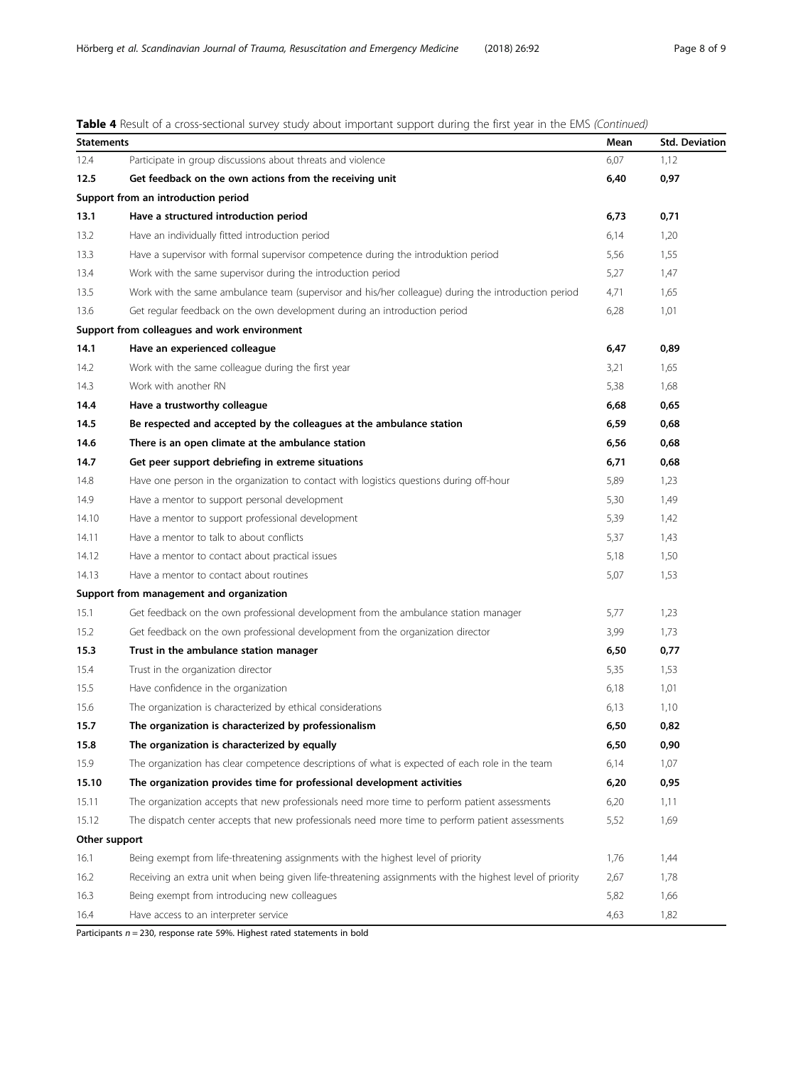**Table 4** Result of a cross-sectional survey study about important support during the first year in the EMS *(Continued)*

| Statements | | Mean | Std. Deviation |
|---|---|---|---|
| 12.4 | Participate in group discussions about threats and violence | 6,07 | 1,12 |
| **12.5** | **Get feedback on the own actions from the receiving unit** | **6,40** | **0,97** |
| **Support from an introduction period** | | | |
| **13.1** | **Have a structured introduction period** | **6,73** | **0,71** |
| 13.2 | Have an individually fitted introduction period | 6,14 | 1,20 |
| 13.3 | Have a supervisor with formal supervisor competence during the introduktion period | 5,56 | 1,55 |
| 13.4 | Work with the same supervisor during the introduction period | 5,27 | 1,47 |
| 13.5 | Work with the same ambulance team (supervisor and his/her colleague) during the introduction period | 4,71 | 1,65 |
| 13.6 | Get regular feedback on the own development during an introduction period | 6,28 | 1,01 |
| **Support from colleagues and work environment** | | | |
| **14.1** | **Have an experienced colleague** | **6,47** | **0,89** |
| 14.2 | Work with the same colleague during the first year | 3,21 | 1,65 |
| 14.3 | Work with another RN | 5,38 | 1,68 |
| **14.4** | **Have a trustworthy colleague** | **6,68** | **0,65** |
| **14.5** | **Be respected and accepted by the colleagues at the ambulance station** | **6,59** | **0,68** |
| **14.6** | **There is an open climate at the ambulance station** | **6,56** | **0,68** |
| **14.7** | **Get peer support debriefing in extreme situations** | **6,71** | **0,68** |
| 14.8 | Have one person in the organization to contact with logistics questions during off-hour | 5,89 | 1,23 |
| 14.9 | Have a mentor to support personal development | 5,30 | 1,49 |
| 14.10 | Have a mentor to support professional development | 5,39 | 1,42 |
| 14.11 | Have a mentor to talk to about conflicts | 5,37 | 1,43 |
| 14.12 | Have a mentor to contact about practical issues | 5,18 | 1,50 |
| 14.13 | Have a mentor to contact about routines | 5,07 | 1,53 |
| **Support from management and organization** | | | |
| 15.1 | Get feedback on the own professional development from the ambulance station manager | 5,77 | 1,23 |
| 15.2 | Get feedback on the own professional development from the organization director | 3,99 | 1,73 |
| **15.3** | **Trust in the ambulance station manager** | **6,50** | **0,77** |
| 15.4 | Trust in the organization director | 5,35 | 1,53 |
| 15.5 | Have confidence in the organization | 6,18 | 1,01 |
| 15.6 | The organization is characterized by ethical considerations | 6,13 | 1,10 |
| **15.7** | **The organization is characterized by professionalism** | **6,50** | **0,82** |
| **15.8** | **The organization is characterized by equally** | **6,50** | **0,90** |
| 15.9 | The organization has clear competence descriptions of what is expected of each role in the team | 6,14 | 1,07 |
| **15.10** | **The organization provides time for professional development activities** | **6,20** | **0,95** |
| 15.11 | The organization accepts that new professionals need more time to perform patient assessments | 6,20 | 1,11 |
| 15.12 | The dispatch center accepts that new professionals need more time to perform patient assessments | 5,52 | 1,69 |
| **Other support** | | | |
| 16.1 | Being exempt from life-threatening assignments with the highest level of priority | 1,76 | 1,44 |
| 16.2 | Receiving an extra unit when being given life-threatening assignments with the highest level of priority | 2,67 | 1,78 |
| 16.3 | Being exempt from introducing new colleagues | 5,82 | 1,66 |
| 16.4 | Have access to an interpreter service | 4,63 | 1,82 |

Participants *n* = 230, response rate 59%. Highest rated statements in bold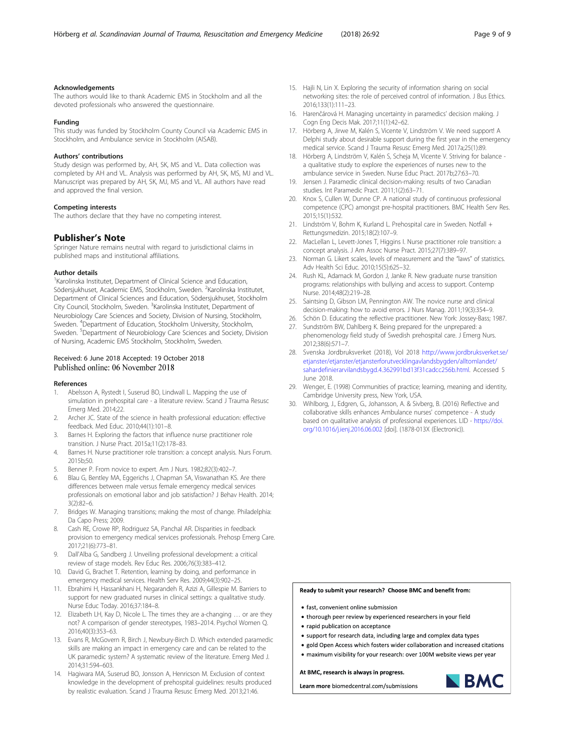### Acknowledgements

The authors would like to thank Academic EMS in Stockholm and all the devoted professionals who answered the questionnaire.

### Funding

This study was funded by Stockholm County Council via Academic EMS in Stockholm, and Ambulance service in Stockholm (AISAB).

### Authors' contributions

Study design was performed by, AH, SK, MS and VL. Data collection was completed by AH and VL. Analysis was performed by AH, SK, MS, MJ and VL. Manuscript was prepared by AH, SK, MJ, MS and VL. All authors have read and approved the final version.

### Competing interests

The authors declare that they have no competing interest.

## Publisher's Note

Springer Nature remains neutral with regard to jurisdictional claims in published maps and institutional affiliations.

### Author details

[1]Karolinska Institutet, Department of Clinical Science and Education, Södersjukhuset, Academic EMS, Stockholm, Sweden. [2]Karolinska Institutet, Department of Clinical Sciences and Education, Södersjukhuset, Stockholm City Council, Stockholm, Sweden. [3]Karolinska Institutet, Department of Neurobiology Care Sciences and Society, Division of Nursing, Stockholm, Sweden. [4]Department of Education, Stockholm University, Stockholm, Sweden. [5]Department of Neurobiology Care Sciences and Society, Division of Nursing, Academic EMS Stockholm, Stockholm, Sweden.

Received: 6 June 2018 Accepted: 19 October 2018
Published online: 06 November 2018

### References

1. Abelsson A, Rystedt I, Suserud BO, Lindwall L. Mapping the use of simulation in prehospital care - a literature review. Scand J Trauma Resusc Emerg Med. 2014;22.
2. Archer JC. State of the science in health professional education: effective feedback. Med Educ. 2010;44(1):101–8.
3. Barnes H. Exploring the factors that influence nurse practitioner role transition. J Nurse Pract. 2015a;11(2):178–83.
4. Barnes H. Nurse practitioner role transition: a concept analysis. Nurs Forum. 2015b;50.
5. Benner P. From novice to expert. Am J Nurs. 1982;82(3):402–7.
6. Blau G, Bentley MA, Eggerichs J, Chapman SA, Viswanathan KS. Are there differences between male versus female emergency medical services professionals on emotional labor and job satisfaction? J Behav Health. 2014; 3(2):82–6.
7. Bridges W. Managing transitions; making the most of change. Philadelphia: Da Capo Press; 2009.
8. Cash RE, Crowe RP, Rodriguez SA, Panchal AR. Disparities in feedback provision to emergency medical services professionals. Prehosp Emerg Care. 2017;21(6):773–81.
9. Dall'Alba G, Sandberg J. Unveiling professional development: a critical review of stage models. Rev Educ Res. 2006;76(3):383–412.
10. David G, Brachet T. Retention, learning by doing, and performance in emergency medical services. Health Serv Res. 2009;44(3):902–25.
11. Ebrahimi H, Hassankhani H, Negarandeh R, Azizi A, Gillespie M. Barriers to support for new graduated nurses in clinical settings: a qualitative study. Nurse Educ Today. 2016;37:184–8.
12. Elizabeth LH, Kay D, Nicole L. The times they are a-changing … or are they not? A comparison of gender stereotypes, 1983–2014. Psychol Women Q. 2016;40(3):353–63.
13. Evans R, McGovern R, Birch J, Newbury-Birch D. Which extended paramedic skills are making an impact in emergency care and can be related to the UK paramedic system? A systematic review of the literature. Emerg Med J. 2014;31:594–603.
14. Hagiwara MA, Suserud BO, Jonsson A, Henricson M. Exclusion of context knowledge in the development of prehospital guidelines: results produced by realistic evaluation. Scand J Trauma Resusc Emerg Med. 2013;21:46.
15. Hajli N, Lin X. Exploring the security of information sharing on social networking sites: the role of perceived control of information. J Bus Ethics. 2016;133(1):111–23.
16. Harenčárová H. Managing uncertainty in paramedics' decision making. J Cogn Eng Decis Mak. 2017;11(1):42–62.
17. Hörberg A, Jirwe M, Kalén S, Vicente V, Lindström V. We need support! A Delphi study about desirable support during the first year in the emergency medical service. Scand J Trauma Resusc Emerg Med. 2017a;25(1):89.
18. Hörberg A, Lindström V, Kalén S, Scheja M, Vicente V. Striving for balance - a qualitative study to explore the experiences of nurses new to the ambulance service in Sweden. Nurse Educ Pract. 2017b;27:63–70.
19. Jensen J. Paramedic clinical decision-making: results of two Canadian studies. Int Paramedic Pract. 2011;1(2):63–71.
20. Knox S, Cullen W, Dunne CP. A national study of continuous professional competence (CPC) amongst pre-hospital practitioners. BMC Health Serv Res. 2015;15(1):532.
21. Lindström V, Bohm K, Kurland L. Prehospital care in Sweden. Notfall + Rettungsmedizin. 2015;18(2):107–9.
22. MacLellan L, Levett-Jones T, Higgins I. Nurse practitioner role transition: a concept analysis. J Am Assoc Nurse Pract. 2015;27(7):389–97.
23. Norman G. Likert scales, levels of measurement and the "laws" of statistics. Adv Health Sci Educ. 2010;15(5):625–32.
24. Rush KL, Adamack M, Gordon J, Janke R. New graduate nurse transition programs: relationships with bullying and access to support. Contemp Nurse. 2014;48(2):219–28.
25. Saintsing D, Gibson LM, Pennington AW. The novice nurse and clinical decision-making: how to avoid errors. J Nurs Manag. 2011;19(3):354–9.
26. Schön D. Educating the reflective practitioner. New York: Jossey-Bass; 1987.
27. Sundström BW, Dahlberg K. Being prepared for the unprepared: a phenomenology field study of Swedish prehospital care. J Emerg Nurs. 2012;38(6):571–7.
28. Svenska Jordbruksverket (2018), Vol 2018 http://www.jordbruksverket.se/etjanster/etjanster/etjansterforutvecklingavlandsbygden/alltomlandet/sahardefinierarvilandsbygd.4.362991bd13f31cadcc256b.html. Accessed 5 June 2018.
29. Wenger, E. (1998) Communities of practice; learning, meaning and identity, Cambridge University press, New York, USA.
30. Wihlborg, J., Edgren, G., Johansson, A. & Sivberg, B. (2016) Reflective and collaborative skills enhances Ambulance nurses' competence - A study based on qualitative analysis of professional experiences. LID - https://doi.org/10.1016/j.ienj.2016.06.002 [doi]. (1878-013X (Electronic)).

**Ready to submit your research? Choose BMC and benefit from:**

- fast, convenient online submission
- thorough peer review by experienced researchers in your field
- rapid publication on acceptance
- support for research data, including large and complex data types
- gold Open Access which fosters wider collaboration and increased citations
- maximum visibility for your research: over 100M website views per year

**At BMC, research is always in progress.**

**Learn more** biomedcentral.com/submissions